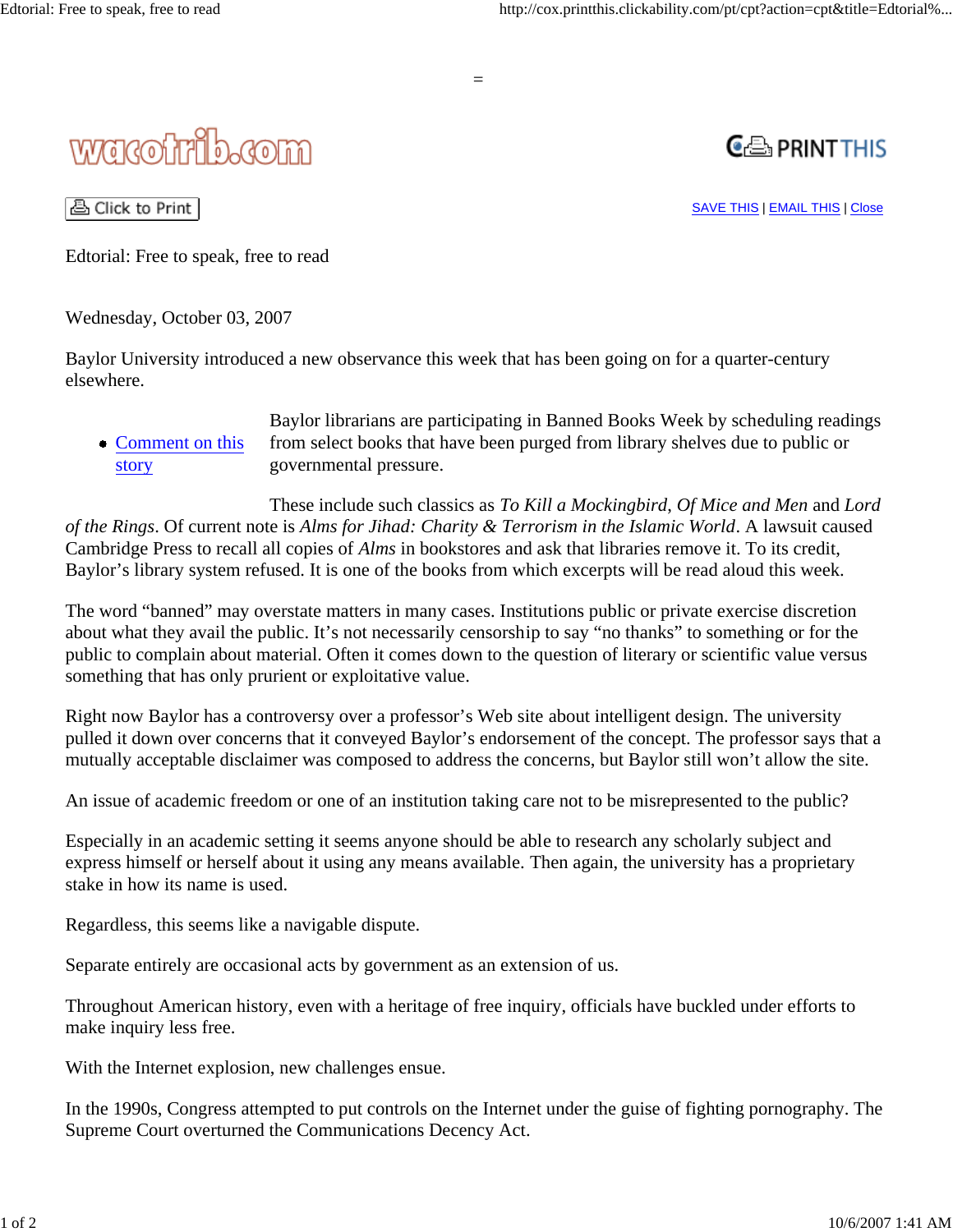wacotrib.com

Click to Print

SAVE THIS | EMAIL THIS | Close

# Edtorial: Free to speak, free to read

Wednesday, October 03, 2007

Baylor University introduced a new observance this week that has been going on for a quarter-century elsewhere.

- Comment on this story

Baylor librarians are participating in Banned Books Week by scheduling readings from select books that have been purged from library shelves due to public or governmental pressure.

These include such classics as *To Kill a Mockingbird*, *Of Mice and Men* and *Lord of the Rings*. Of current note is *Alms for Jihad: Charity & Terrorism in the Islamic World*. A lawsuit caused Cambridge Press to recall all copies of *Alms* in bookstores and ask that libraries remove it. To its credit, Baylor's library system refused. It is one of the books from which excerpts will be read aloud this week.

The word "banned" may overstate matters in many cases. Institutions public or private exercise discretion about what they avail the public. It's not necessarily censorship to say "no thanks" to something or for the public to complain about material. Often it comes down to the question of literary or scientific value versus something that has only prurient or exploitative value.

Right now Baylor has a controversy over a professor's Web site about intelligent design. The university pulled it down over concerns that it conveyed Baylor's endorsement of the concept. The professor says that a mutually acceptable disclaimer was composed to address the concerns, but Baylor still won't allow the site.

An issue of academic freedom or one of an institution taking care not to be misrepresented to the public?

Especially in an academic setting it seems anyone should be able to research any scholarly subject and express himself or herself about it using any means available. Then again, the university has a proprietary stake in how its name is used.

Regardless, this seems like a navigable dispute.

Separate entirely are occasional acts by government as an extension of us.

Throughout American history, even with a heritage of free inquiry, officials have buckled under efforts to make inquiry less free.

With the Internet explosion, new challenges ensue.

In the 1990s, Congress attempted to put controls on the Internet under the guise of fighting pornography. The Supreme Court overturned the Communications Decency Act.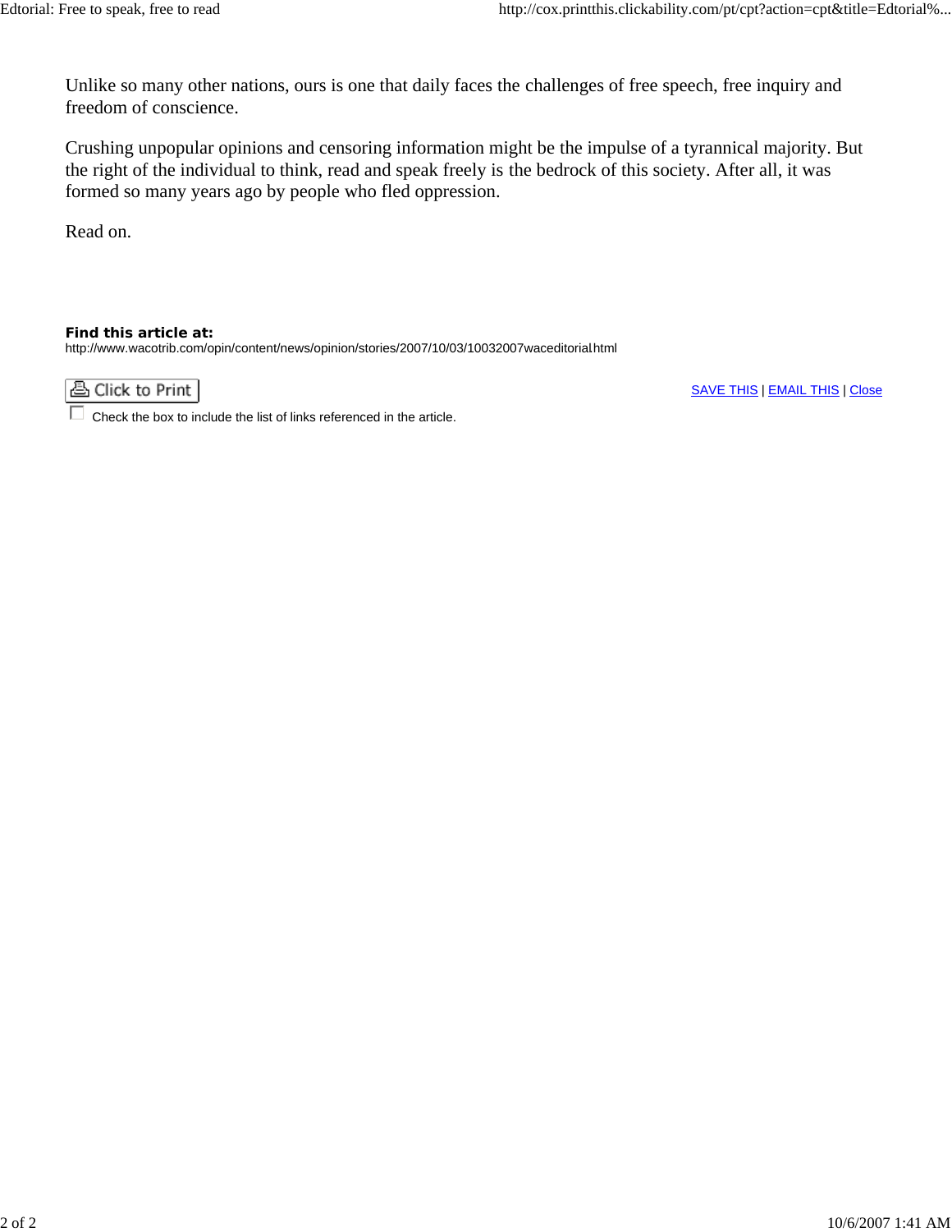Unlike so many other nations, ours is one that daily faces the challenges of free speech, free inquiry and freedom of conscience.

Crushing unpopular opinions and censoring information might be the impulse of a tyrannical majority. But the right of the individual to think, read and speak freely is the bedrock of this society. After all, it was formed so many years ago by people who fled oppression.

Read on.

**Find this article at:**
http://www.wacotrib.com/opin/content/news/opinion/stories/2007/10/03/10032007waceditorial.html

Click to Print

SAVE THIS | EMAIL THIS | Close

Check the box to include the list of links referenced in the article.